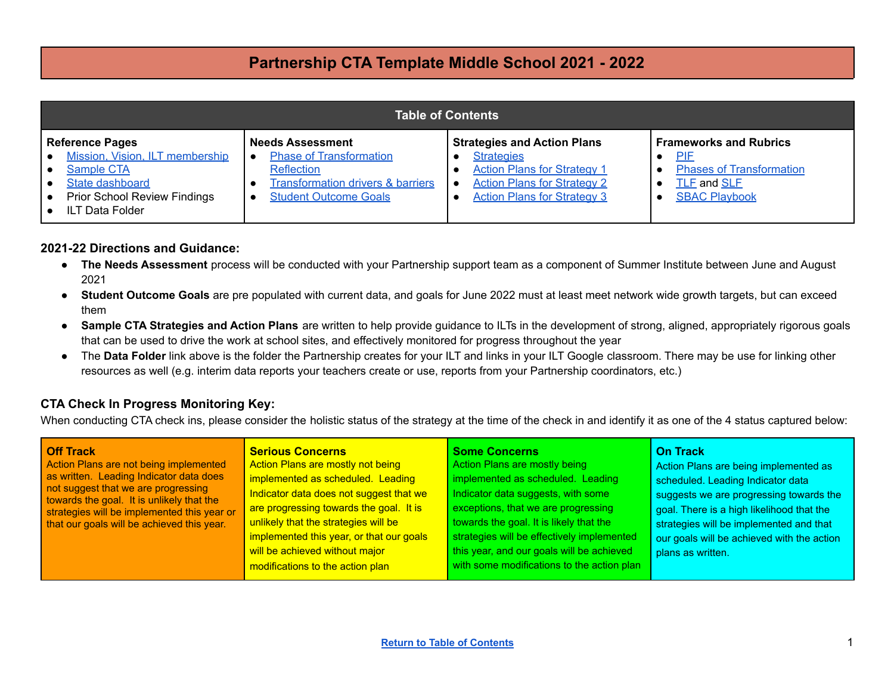# Partnership CTA Template Middle School 2021 - 2022

| Table of Contents | | | |
|---|---|---|---|
| **Reference Pages**<br>• Mission, Vision, ILT membership<br>• Sample CTA<br>• State dashboard<br>• Prior School Review Findings<br>• ILT Data Folder | **Needs Assessment**<br>• Phase of Transformation Reflection<br>• Transformation drivers & barriers<br>• Student Outcome Goals | **Strategies and Action Plans**<br>• Strategies<br>• Action Plans for Strategy 1<br>• Action Plans for Strategy 2<br>• Action Plans for Strategy 3 | **Frameworks and Rubrics**<br>• PIF<br>• Phases of Transformation<br>• TLF and SLF<br>• SBAC Playbook |

### 2021-22 Directions and Guidance:

- **The Needs Assessment** process will be conducted with your Partnership support team as a component of Summer Institute between June and August 2021
- **Student Outcome Goals** are pre populated with current data, and goals for June 2022 must at least meet network wide growth targets, but can exceed them
- **Sample CTA Strategies and Action Plans** are written to help provide guidance to ILTs in the development of strong, aligned, appropriately rigorous goals that can be used to drive the work at school sites, and effectively monitored for progress throughout the year
- The **Data Folder** link above is the folder the Partnership creates for your ILT and links in your ILT Google classroom. There may be use for linking other resources as well (e.g. interim data reports your teachers create or use, reports from your Partnership coordinators, etc.)

### CTA Check In Progress Monitoring Key:

When conducting CTA check ins, please consider the holistic status of the strategy at the time of the check in and identify it as one of the 4 status captured below:

| Off Track | Serious Concerns | Some Concerns | On Track |
|---|---|---|---|
| Action Plans are not being implemented as written. Leading Indicator data does not suggest that we are progressing towards the goal. It is unlikely that the strategies will be implemented this year or that our goals will be achieved this year. | Action Plans are mostly not being implemented as scheduled. Leading Indicator data does not suggest that we are progressing towards the goal. It is unlikely that the strategies will be implemented this year, or that our goals will be achieved without major modifications to the action plan | Action Plans are mostly being implemented as scheduled. Leading Indicator data suggests, with some exceptions, that we are progressing towards the goal. It is likely that the strategies will be effectively implemented this year, and our goals will be achieved with some modifications to the action plan | Action Plans are being implemented as scheduled. Leading Indicator data suggests we are progressing towards the goal. There is a high likelihood that the strategies will be implemented and that our goals will be achieved with the action plans as written. |

Return to Table of Contents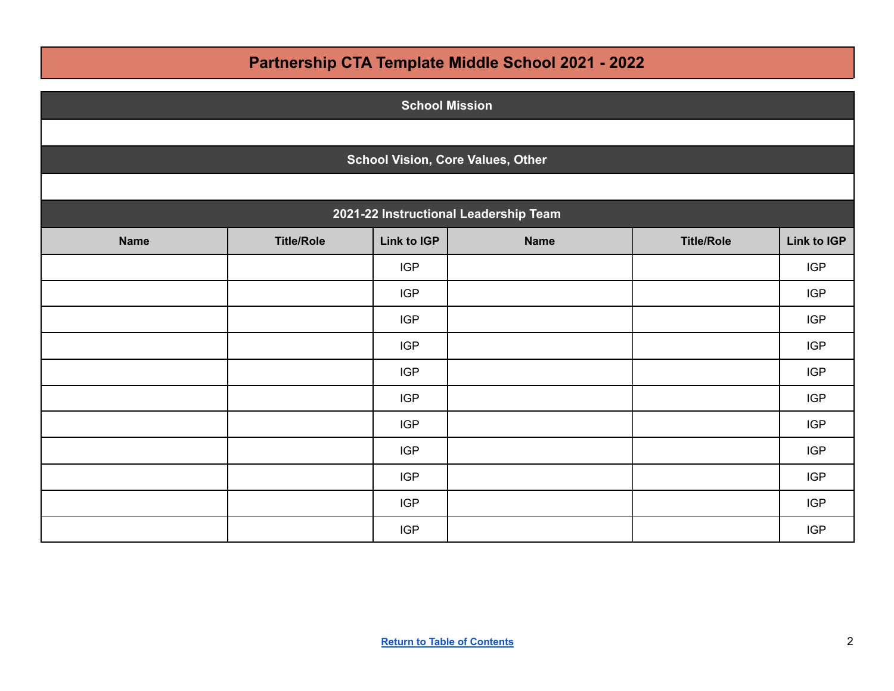# Partnership CTA Template Middle School 2021 - 2022

## School Mission

## School Vision, Core Values, Other

## 2021-22 Instructional Leadership Team

| Name | Title/Role | Link to IGP | Name | Title/Role | Link to IGP |
|---|---|---|---|---|---|
| | | IGP | | | IGP |
| | | IGP | | | IGP |
| | | IGP | | | IGP |
| | | IGP | | | IGP |
| | | IGP | | | IGP |
| | | IGP | | | IGP |
| | | IGP | | | IGP |
| | | IGP | | | IGP |
| | | IGP | | | IGP |
| | | IGP | | | IGP |
| | | IGP | | | IGP |

Return to Table of Contents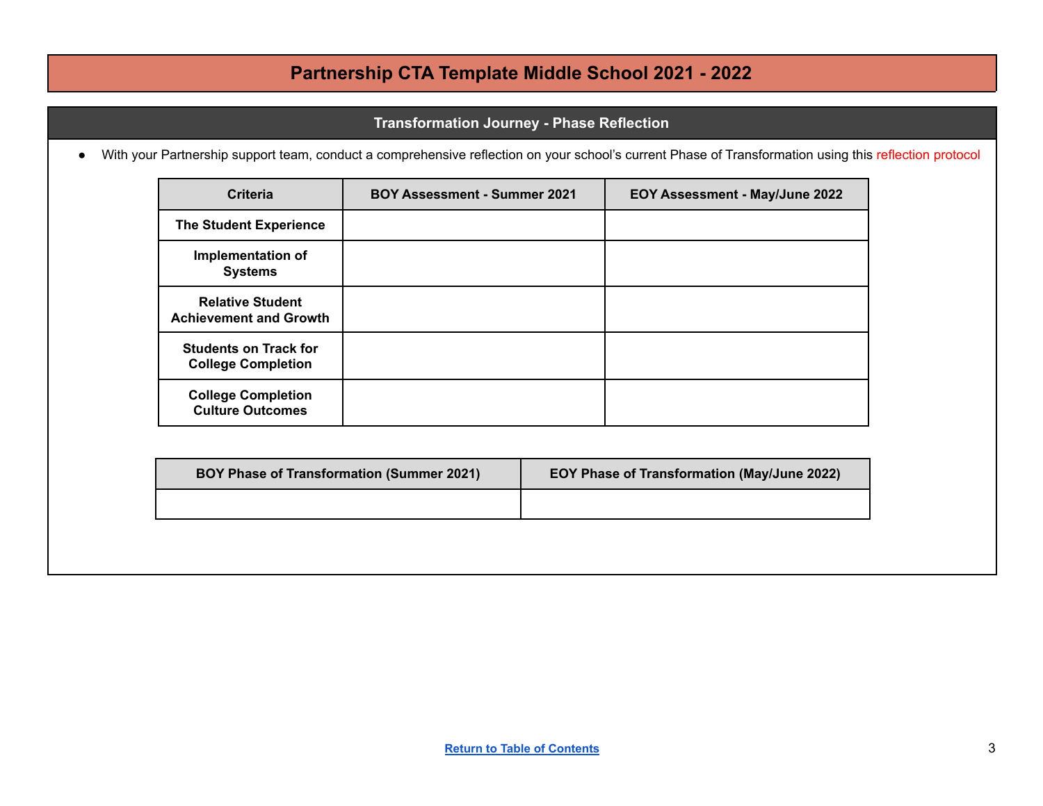# Partnership CTA Template Middle School 2021 - 2022

## Transformation Journey - Phase Reflection

- With your Partnership support team, conduct a comprehensive reflection on your school's current Phase of Transformation using this reflection protocol

| Criteria | BOY Assessment - Summer 2021 | EOY Assessment - May/June 2022 |
|---|---|---|
| **The Student Experience** | | |
| **Implementation of Systems** | | |
| **Relative Student Achievement and Growth** | | |
| **Students on Track for College Completion** | | |
| **College Completion Culture Outcomes** | | |

| BOY Phase of Transformation (Summer 2021) | EOY Phase of Transformation (May/June 2022) |
|---|---|
| | |

Return to Table of Contents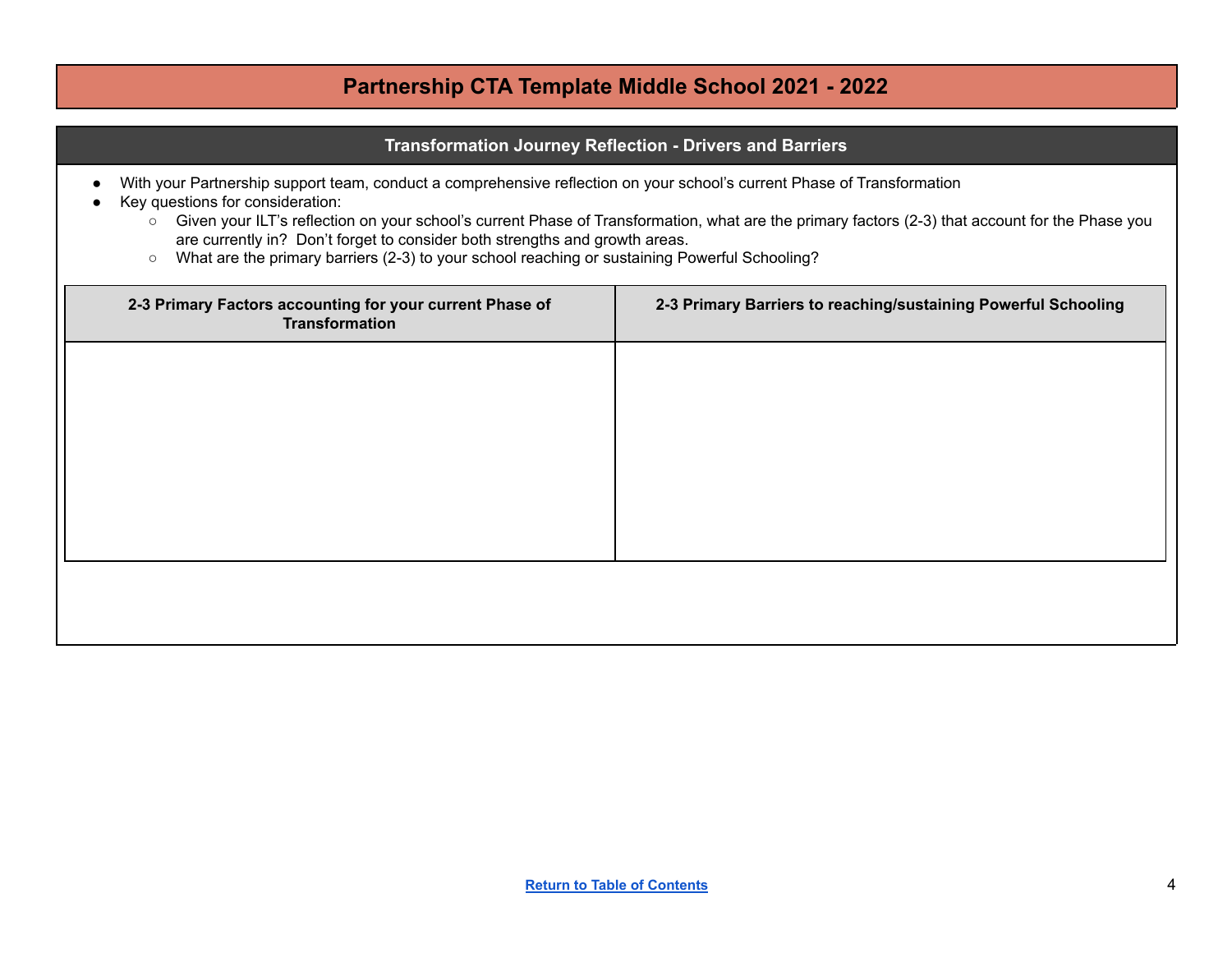# Partnership CTA Template Middle School 2021 - 2022

## Transformation Journey Reflection - Drivers and Barriers

- With your Partnership support team, conduct a comprehensive reflection on your school's current Phase of Transformation
- Key questions for consideration:
  - Given your ILT's reflection on your school's current Phase of Transformation, what are the primary factors (2-3) that account for the Phase you are currently in? Don't forget to consider both strengths and growth areas.
  - What are the primary barriers (2-3) to your school reaching or sustaining Powerful Schooling?

| 2-3 Primary Factors accounting for your current Phase of Transformation | 2-3 Primary Barriers to reaching/sustaining Powerful Schooling |
| --- | --- |
| | |

Return to Table of Contents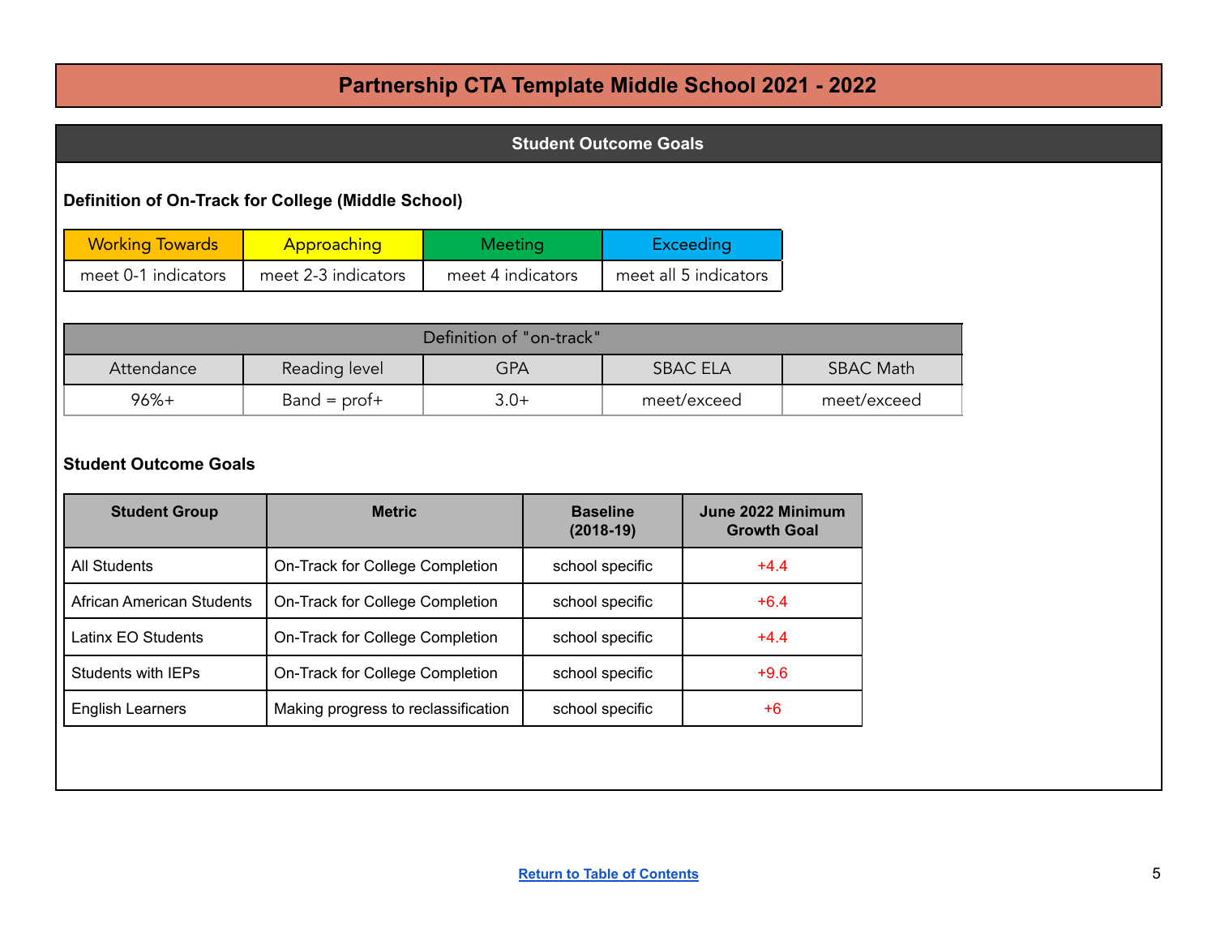# Partnership CTA Template Middle School 2021 - 2022

## Student Outcome Goals

### Definition of On-Track for College (Middle School)

| Working Towards | Approaching | Meeting | Exceeding |
|---|---|---|---|
| meet 0-1 indicators | meet 2-3 indicators | meet 4 indicators | meet all 5 indicators |

| Definition of "on-track" | | | | |
|---|---|---|---|---|
| Attendance | Reading level | GPA | SBAC ELA | SBAC Math |
| 96%+ | Band = prof+ | 3.0+ | meet/exceed | meet/exceed |

### Student Outcome Goals

| Student Group | Metric | Baseline (2018-19) | June 2022 Minimum Growth Goal |
|---|---|---|---|
| All Students | On-Track for College Completion | school specific | +4.4 |
| African American Students | On-Track for College Completion | school specific | +6.4 |
| Latinx EO Students | On-Track for College Completion | school specific | +4.4 |
| Students with IEPs | On-Track for College Completion | school specific | +9.6 |
| English Learners | Making progress to reclassification | school specific | +6 |

Return to Table of Contents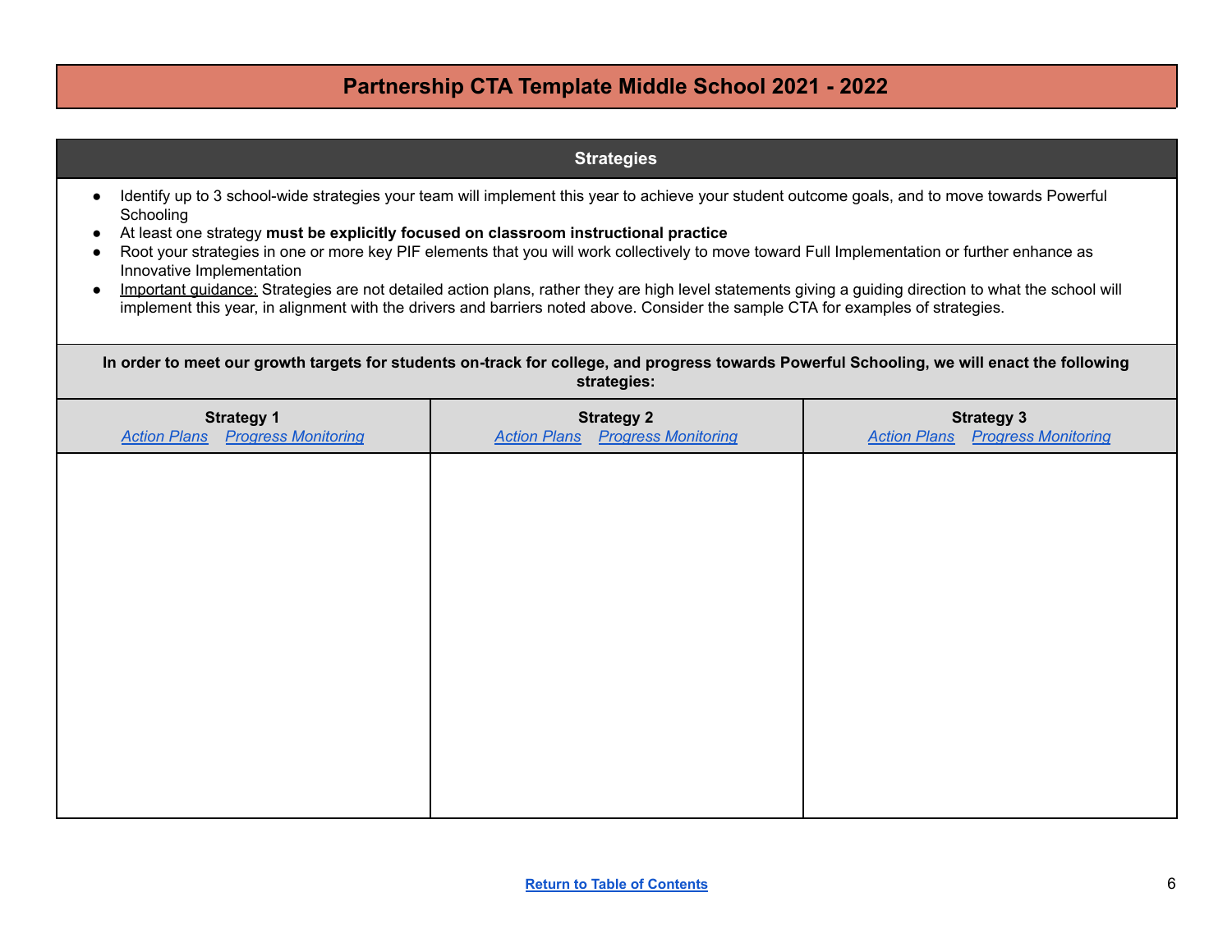# Partnership CTA Template Middle School 2021 - 2022

## Strategies

- Identify up to 3 school-wide strategies your team will implement this year to achieve your student outcome goals, and to move towards Powerful Schooling
- At least one strategy **must be explicitly focused on classroom instructional practice**
- Root your strategies in one or more key PIF elements that you will work collectively to move toward Full Implementation or further enhance as Innovative Implementation
- Important guidance: Strategies are not detailed action plans, rather they are high level statements giving a guiding direction to what the school will implement this year, in alignment with the drivers and barriers noted above. Consider the sample CTA for examples of strategies.

**In order to meet our growth targets for students on-track for college, and progress towards Powerful Schooling, we will enact the following strategies:**

| **Strategy 1**<br>*Action Plans* *Progress Monitoring* | **Strategy 2**<br>*Action Plans* *Progress Monitoring* | **Strategy 3**<br>*Action Plans* *Progress Monitoring* |
|---|---|---|
| | | |

**Return to Table of Contents**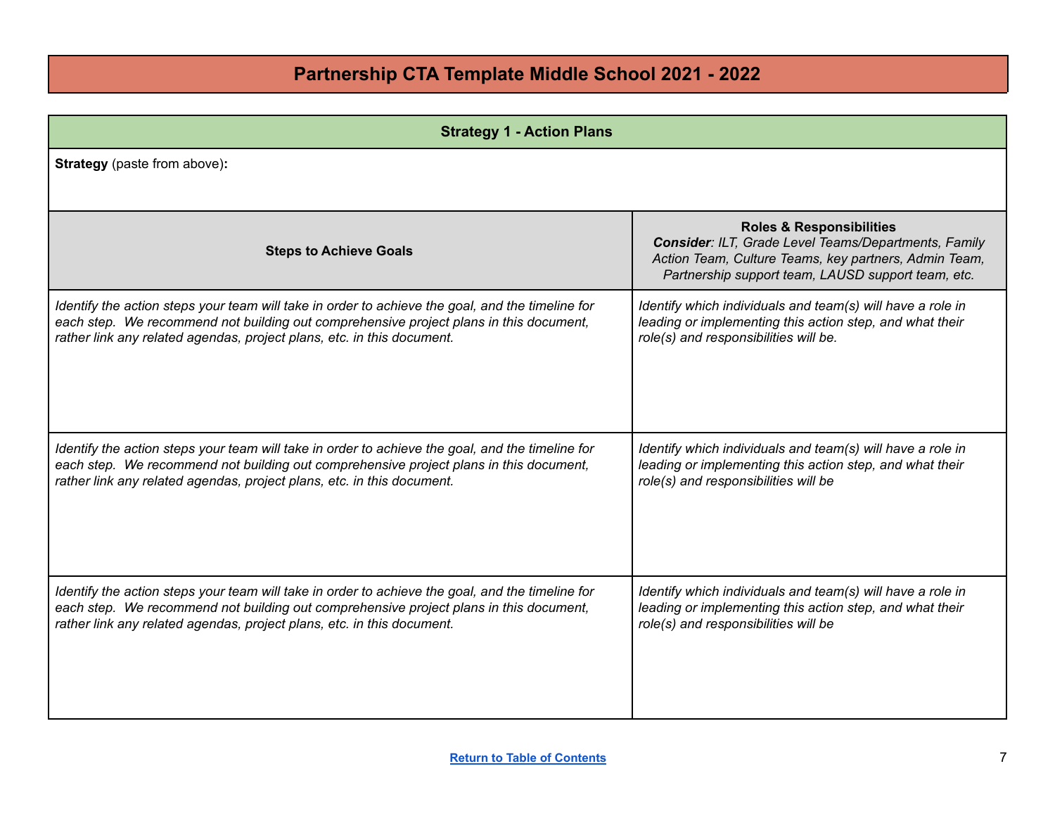# Partnership CTA Template Middle School 2021 - 2022

## Strategy 1 - Action Plans

**Strategy** (paste from above)**:**

| Steps to Achieve Goals | **Roles & Responsibilities**<br>***Consider***: *ILT, Grade Level Teams/Departments, Family Action Team, Culture Teams, key partners, Admin Team, Partnership support team, LAUSD support team, etc.* |
|---|---|
| *Identify the action steps your team will take in order to achieve the goal, and the timeline for each step. We recommend not building out comprehensive project plans in this document, rather link any related agendas, project plans, etc. in this document.* | *Identify which individuals and team(s) will have a role in leading or implementing this action step, and what their role(s) and responsibilities will be.* |
| *Identify the action steps your team will take in order to achieve the goal, and the timeline for each step. We recommend not building out comprehensive project plans in this document, rather link any related agendas, project plans, etc. in this document.* | *Identify which individuals and team(s) will have a role in leading or implementing this action step, and what their role(s) and responsibilities will be* |
| *Identify the action steps your team will take in order to achieve the goal, and the timeline for each step. We recommend not building out comprehensive project plans in this document, rather link any related agendas, project plans, etc. in this document.* | *Identify which individuals and team(s) will have a role in leading or implementing this action step, and what their role(s) and responsibilities will be* |

Return to Table of Contents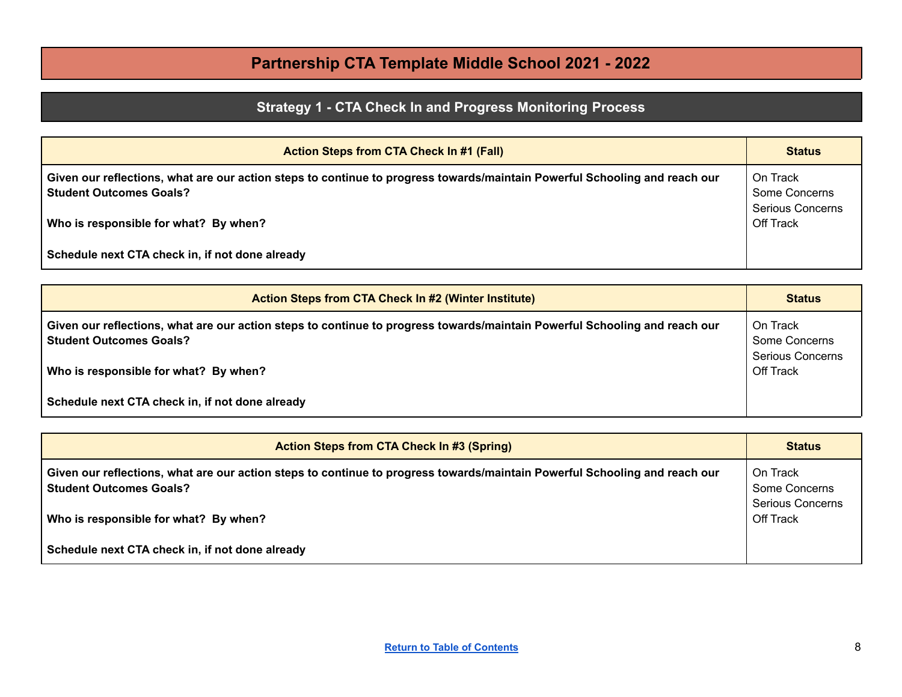# Partnership CTA Template Middle School 2021 - 2022

## Strategy 1 - CTA Check In and Progress Monitoring Process

| Action Steps from CTA Check In #1 (Fall) | Status |
|---|---|
| **Given our reflections, what are our action steps to continue to progress towards/maintain Powerful Schooling and reach our Student Outcomes Goals?**<br><br>**Who is responsible for what? By when?**<br><br>**Schedule next CTA check in, if not done already** | On Track<br>Some Concerns<br>Serious Concerns<br>Off Track |

| Action Steps from CTA Check In #2 (Winter Institute) | Status |
|---|---|
| **Given our reflections, what are our action steps to continue to progress towards/maintain Powerful Schooling and reach our Student Outcomes Goals?**<br><br>**Who is responsible for what? By when?**<br><br>**Schedule next CTA check in, if not done already** | On Track<br>Some Concerns<br>Serious Concerns<br>Off Track |

| Action Steps from CTA Check In #3 (Spring) | Status |
|---|---|
| **Given our reflections, what are our action steps to continue to progress towards/maintain Powerful Schooling and reach our Student Outcomes Goals?**<br><br>**Who is responsible for what? By when?**<br><br>**Schedule next CTA check in, if not done already** | On Track<br>Some Concerns<br>Serious Concerns<br>Off Track |

Return to Table of Contents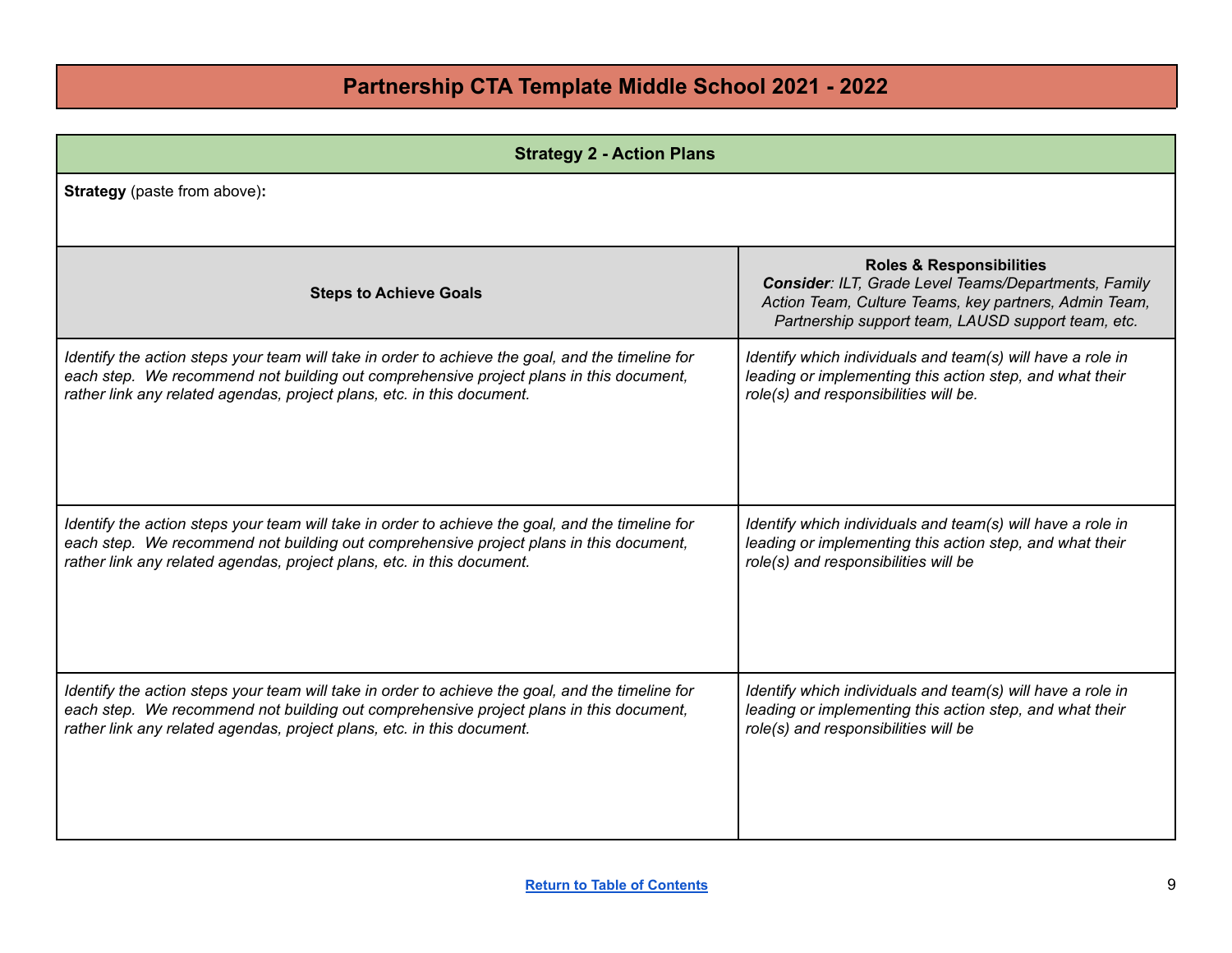# Partnership CTA Template Middle School 2021 - 2022

| Strategy 2 - Action Plans | |
|---|---|
| **Strategy** (paste from above)**:** | |
| **Steps to Achieve Goals** | **Roles & Responsibilities** ***Consider****: ILT, Grade Level Teams/Departments, Family Action Team, Culture Teams, key partners, Admin Team, Partnership support team, LAUSD support team, etc.* |
| *Identify the action steps your team will take in order to achieve the goal, and the timeline for each step. We recommend not building out comprehensive project plans in this document, rather link any related agendas, project plans, etc. in this document.* | *Identify which individuals and team(s) will have a role in leading or implementing this action step, and what their role(s) and responsibilities will be.* |
| *Identify the action steps your team will take in order to achieve the goal, and the timeline for each step. We recommend not building out comprehensive project plans in this document, rather link any related agendas, project plans, etc. in this document.* | *Identify which individuals and team(s) will have a role in leading or implementing this action step, and what their role(s) and responsibilities will be* |
| *Identify the action steps your team will take in order to achieve the goal, and the timeline for each step. We recommend not building out comprehensive project plans in this document, rather link any related agendas, project plans, etc. in this document.* | *Identify which individuals and team(s) will have a role in leading or implementing this action step, and what their role(s) and responsibilities will be* |

Return to Table of Contents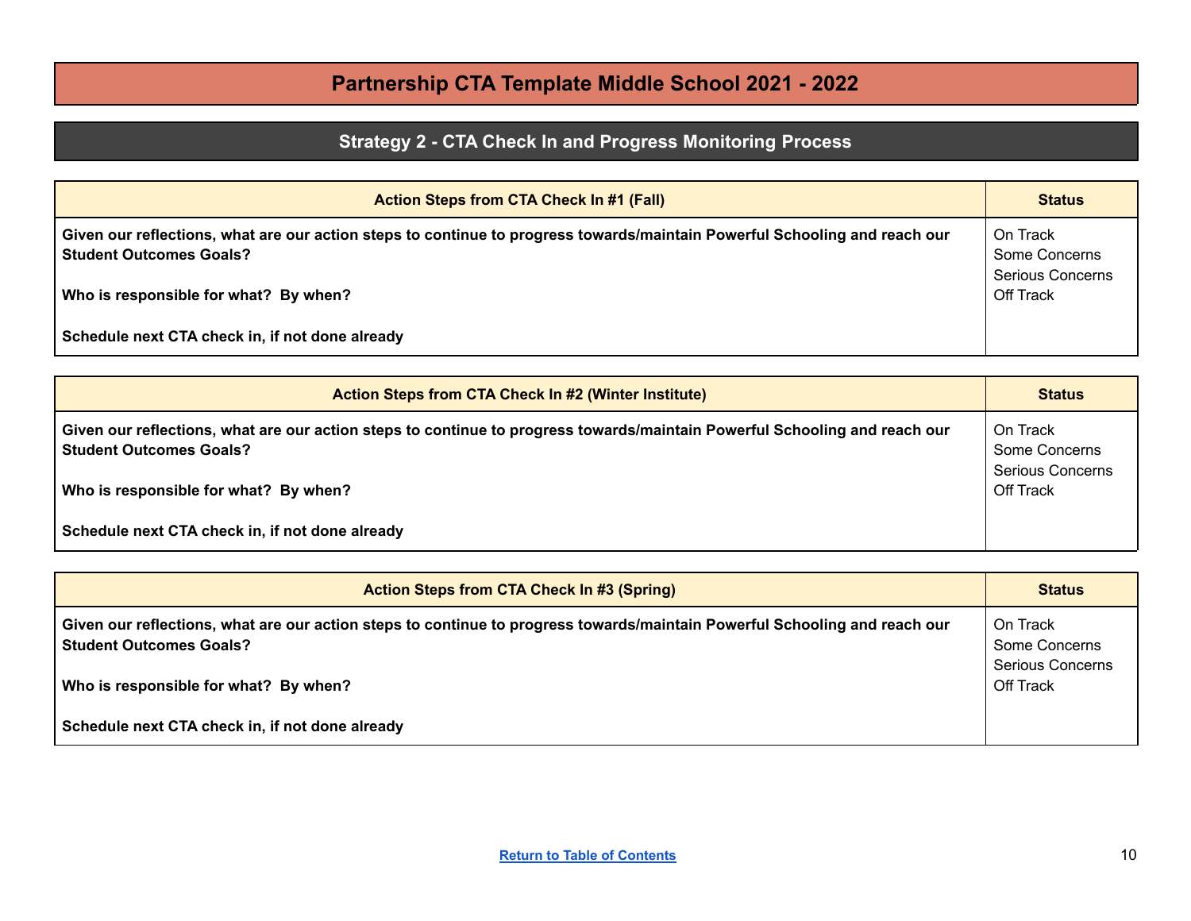# Partnership CTA Template Middle School 2021 - 2022

## Strategy 2 - CTA Check In and Progress Monitoring Process

| Action Steps from CTA Check In #1 (Fall) | Status |
|---|---|
| **Given our reflections, what are our action steps to continue to progress towards/maintain Powerful Schooling and reach our Student Outcomes Goals?**<br><br>**Who is responsible for what? By when?**<br><br>**Schedule next CTA check in, if not done already** | On Track<br>Some Concerns<br>Serious Concerns<br>Off Track |

| Action Steps from CTA Check In #2 (Winter Institute) | Status |
|---|---|
| **Given our reflections, what are our action steps to continue to progress towards/maintain Powerful Schooling and reach our Student Outcomes Goals?**<br><br>**Who is responsible for what? By when?**<br><br>**Schedule next CTA check in, if not done already** | On Track<br>Some Concerns<br>Serious Concerns<br>Off Track |

| Action Steps from CTA Check In #3 (Spring) | Status |
|---|---|
| **Given our reflections, what are our action steps to continue to progress towards/maintain Powerful Schooling and reach our Student Outcomes Goals?**<br><br>**Who is responsible for what? By when?**<br><br>**Schedule next CTA check in, if not done already** | On Track<br>Some Concerns<br>Serious Concerns<br>Off Track |

Return to Table of Contents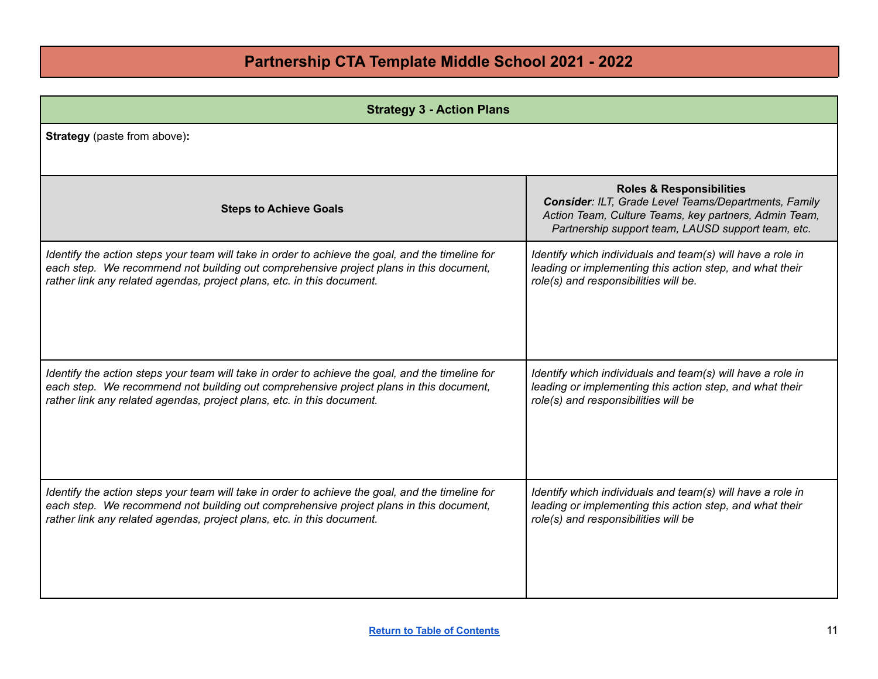# Partnership CTA Template Middle School 2021 - 2022

## Strategy 3 - Action Plans

**Strategy** (paste from above)**:**

| Steps to Achieve Goals | Roles & Responsibilities<br>***Consider****: ILT, Grade Level Teams/Departments, Family Action Team, Culture Teams, key partners, Admin Team, Partnership support team, LAUSD support team, etc.* |
|---|---|
| *Identify the action steps your team will take in order to achieve the goal, and the timeline for each step.  We recommend not building out comprehensive project plans in this document, rather link any related agendas, project plans, etc. in this document.* | *Identify which individuals and team(s) will have a role in leading or implementing this action step, and what their role(s) and responsibilities will be.* |
| *Identify the action steps your team will take in order to achieve the goal, and the timeline for each step.  We recommend not building out comprehensive project plans in this document, rather link any related agendas, project plans, etc. in this document.* | *Identify which individuals and team(s) will have a role in leading or implementing this action step, and what their role(s) and responsibilities will be* |
| *Identify the action steps your team will take in order to achieve the goal, and the timeline for each step.  We recommend not building out comprehensive project plans in this document, rather link any related agendas, project plans, etc. in this document.* | *Identify which individuals and team(s) will have a role in leading or implementing this action step, and what their role(s) and responsibilities will be* |

Return to Table of Contents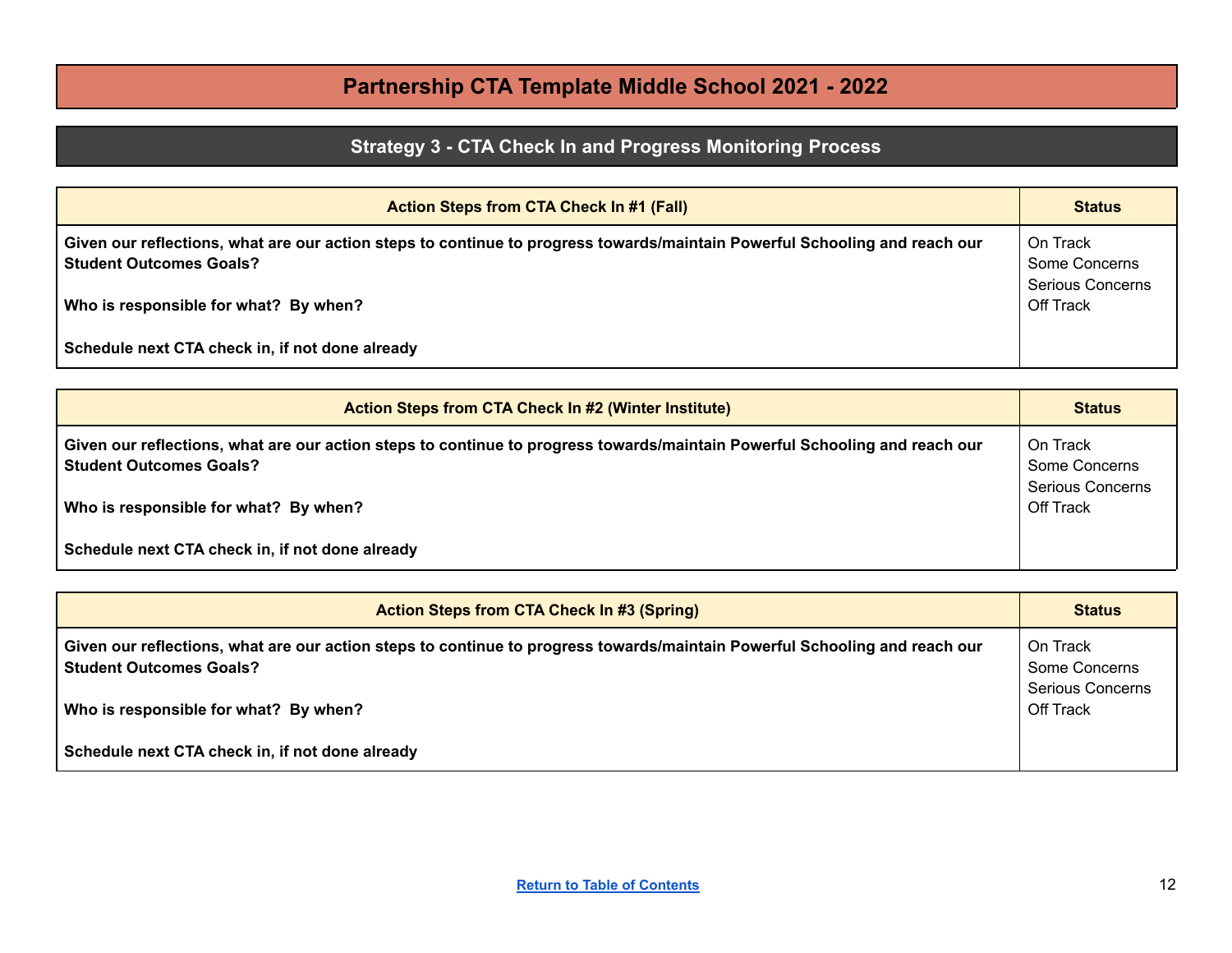# Partnership CTA Template Middle School 2021 - 2022

## Strategy 3 - CTA Check In and Progress Monitoring Process

| Action Steps from CTA Check In #1 (Fall) | Status |
|---|---|
| **Given our reflections, what are our action steps to continue to progress towards/maintain Powerful Schooling and reach our Student Outcomes Goals?**<br><br>**Who is responsible for what? By when?**<br><br>**Schedule next CTA check in, if not done already** | On Track<br>Some Concerns<br>Serious Concerns<br>Off Track |

| Action Steps from CTA Check In #2 (Winter Institute) | Status |
|---|---|
| **Given our reflections, what are our action steps to continue to progress towards/maintain Powerful Schooling and reach our Student Outcomes Goals?**<br><br>**Who is responsible for what? By when?**<br><br>**Schedule next CTA check in, if not done already** | On Track<br>Some Concerns<br>Serious Concerns<br>Off Track |

| Action Steps from CTA Check In #3 (Spring) | Status |
|---|---|
| **Given our reflections, what are our action steps to continue to progress towards/maintain Powerful Schooling and reach our Student Outcomes Goals?**<br><br>**Who is responsible for what? By when?**<br><br>**Schedule next CTA check in, if not done already** | On Track<br>Some Concerns<br>Serious Concerns<br>Off Track |

[Return to Table of Contents]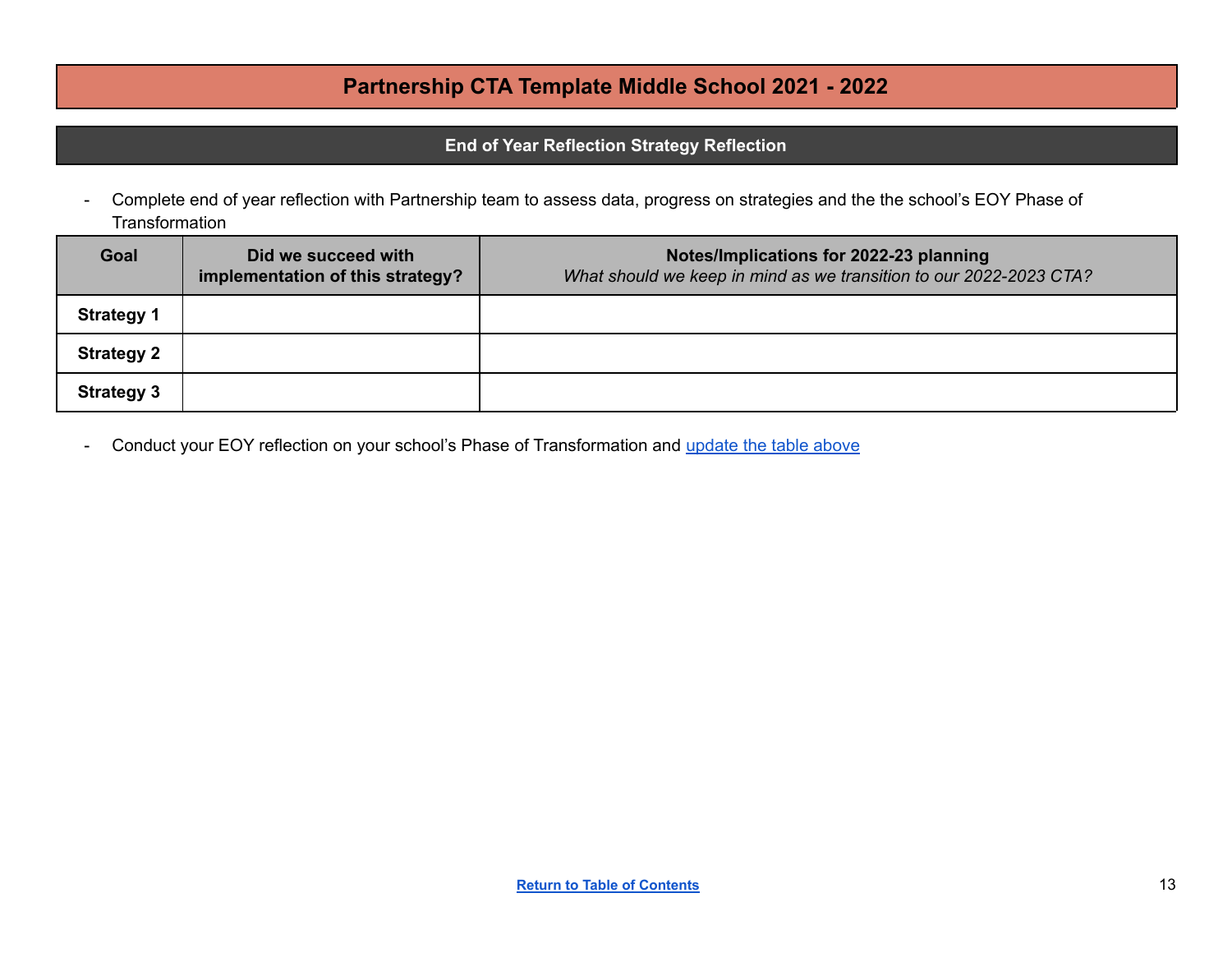# Partnership CTA Template Middle School 2021 - 2022

## End of Year Reflection Strategy Reflection

- Complete end of year reflection with Partnership team to assess data, progress on strategies and the the school's EOY Phase of Transformation

| Goal | Did we succeed with implementation of this strategy? | Notes/Implications for 2022-23 planning *What should we keep in mind as we transition to our 2022-2023 CTA?* |
|---|---|---|
| **Strategy 1** | | |
| **Strategy 2** | | |
| **Strategy 3** | | |

- Conduct your EOY reflection on your school's Phase of Transformation and [update the table above]

**[Return to Table of Contents]**